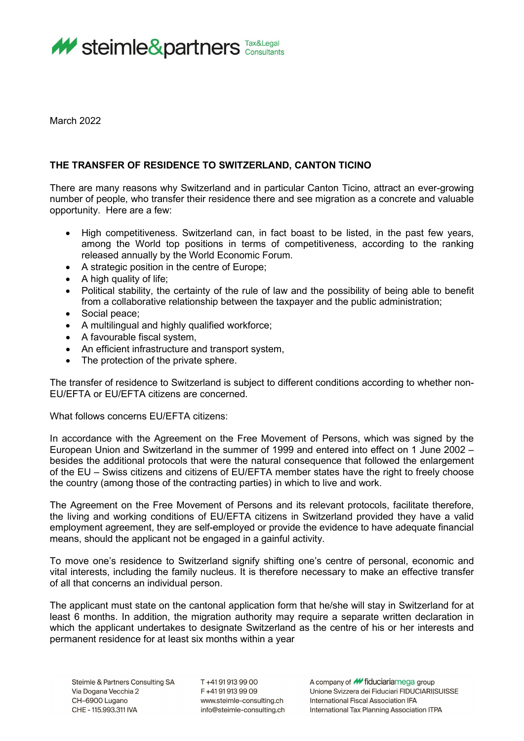March 2022

**THE TRANSFER OF RESIDENCE TO SWITZERLAND, CANTON TICINO**

There are many reasons why Switzerland and in particular Canton Ticino, attract an ever-growing number of people, who transfer their residence there and see migration as a concrete and valuable opportunity. Here are a few:

- High competitiveness. Switzerland can, in fact boast to be listed, in the past few years, among the World top positions in terms of competitiveness, according to the ranking released annually by the World Economic Forum.
- A strategic position in the centre of Europe;
- A high quality of life;
- Political stability, the certainty of the rule of law and the possibility of being able to benefit from a collaborative relationship between the taxpayer and the public administration;
- Social peace;
- A multilingual and highly qualified workforce;
- A favourable fiscal system,
- An efficient infrastructure and transport system,
- The protection of the private sphere.

The transfer of residence to Switzerland is subject to different conditions according to whether non-EU/EFTA or EU/EFTA citizens are concerned.

What follows concerns EU/EFTA citizens:

In accordance with the Agreement on the Free Movement of Persons, which was signed by the European Union and Switzerland in the summer of 1999 and entered into effect on 1 June 2002 – besides the additional protocols that were the natural consequence that followed the enlargement of the EU – Swiss citizens and citizens of EU/EFTA member states have the right to freely choose the country (among those of the contracting parties) in which to live and work.

The Agreement on the Free Movement of Persons and its relevant protocols, facilitate therefore, the living and working conditions of EU/EFTA citizens in Switzerland provided they have a valid employment agreement, they are self-employed or provide the evidence to have adequate financial means, should the applicant not be engaged in a gainful activity.

To move one's residence to Switzerland signify shifting one's centre of personal, economic and vital interests, including the family nucleus. It is therefore necessary to make an effective transfer of all that concerns an individual person.

The applicant must state on the cantonal application form that he/she will stay in Switzerland for at least 6 months. In addition, the migration authority may require a separate written declaration in which the applicant undertakes to designate Switzerland as the centre of his or her interests and permanent residence for at least six months within a year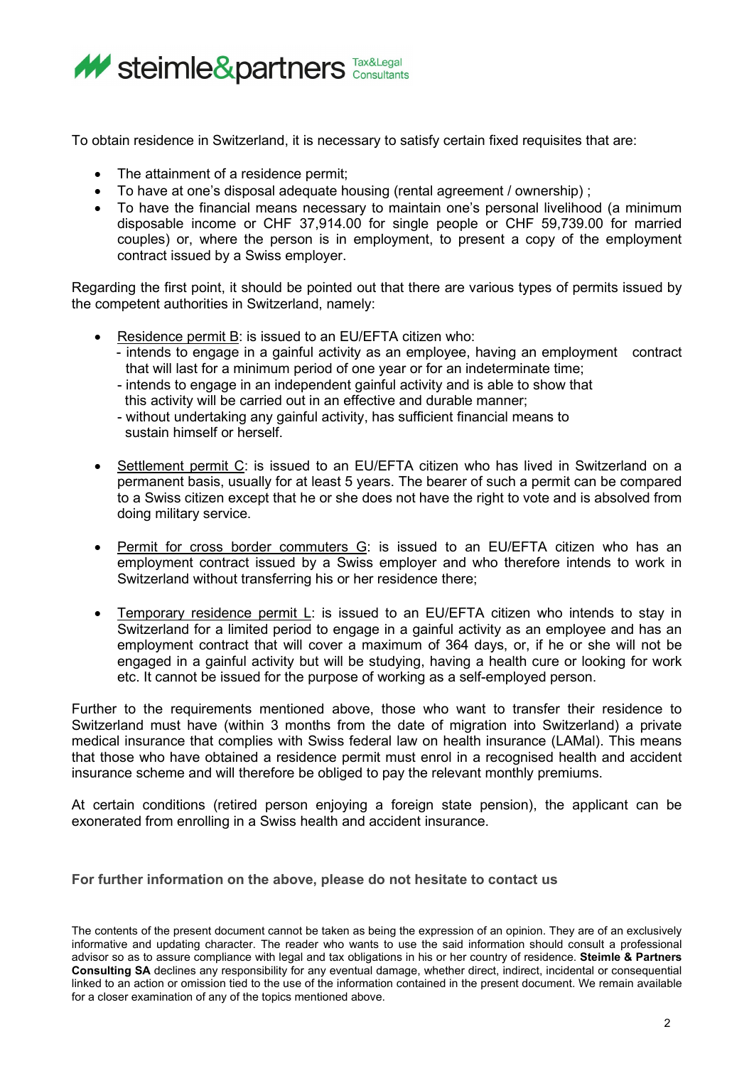To obtain residence in Switzerland, it is necessary to satisfy certain fixed requisites that are:

- The attainment of a residence permit;
- To have at one's disposal adequate housing (rental agreement / ownership) ;
- To have the financial means necessary to maintain one's personal livelihood (a minimum disposable income or CHF 37,914.00 for single people or CHF 59,739.00 for married couples) or, where the person is in employment, to present a copy of the employment contract issued by a Swiss employer.

Regarding the first point, it should be pointed out that there are various types of permits issued by the competent authorities in Switzerland, namely:

- Residence permit B: is issued to an EU/EFTA citizen who:
  - intends to engage in a gainful activity as an employee, having an employment contract that will last for a minimum period of one year or for an indeterminate time;
  - intends to engage in an independent gainful activity and is able to show that this activity will be carried out in an effective and durable manner;
  - without undertaking any gainful activity, has sufficient financial means to sustain himself or herself.

- Settlement permit C: is issued to an EU/EFTA citizen who has lived in Switzerland on a permanent basis, usually for at least 5 years. The bearer of such a permit can be compared to a Swiss citizen except that he or she does not have the right to vote and is absolved from doing military service.

- Permit for cross border commuters G: is issued to an EU/EFTA citizen who has an employment contract issued by a Swiss employer and who therefore intends to work in Switzerland without transferring his or her residence there;

- Temporary residence permit L: is issued to an EU/EFTA citizen who intends to stay in Switzerland for a limited period to engage in a gainful activity as an employee and has an employment contract that will cover a maximum of 364 days, or, if he or she will not be engaged in a gainful activity but will be studying, having a health cure or looking for work etc. It cannot be issued for the purpose of working as a self-employed person.

Further to the requirements mentioned above, those who want to transfer their residence to Switzerland must have (within 3 months from the date of migration into Switzerland) a private medical insurance that complies with Swiss federal law on health insurance (LAMal). This means that those who have obtained a residence permit must enrol in a recognised health and accident insurance scheme and will therefore be obliged to pay the relevant monthly premiums.

At certain conditions (retired person enjoying a foreign state pension), the applicant can be exonerated from enrolling in a Swiss health and accident insurance.

**For further information on the above, please do not hesitate to contact us**

The contents of the present document cannot be taken as being the expression of an opinion. They are of an exclusively informative and updating character. The reader who wants to use the said information should consult a professional advisor so as to assure compliance with legal and tax obligations in his or her country of residence. **Steimle & Partners Consulting SA** declines any responsibility for any eventual damage, whether direct, indirect, incidental or consequential linked to an action or omission tied to the use of the information contained in the present document. We remain available for a closer examination of any of the topics mentioned above.